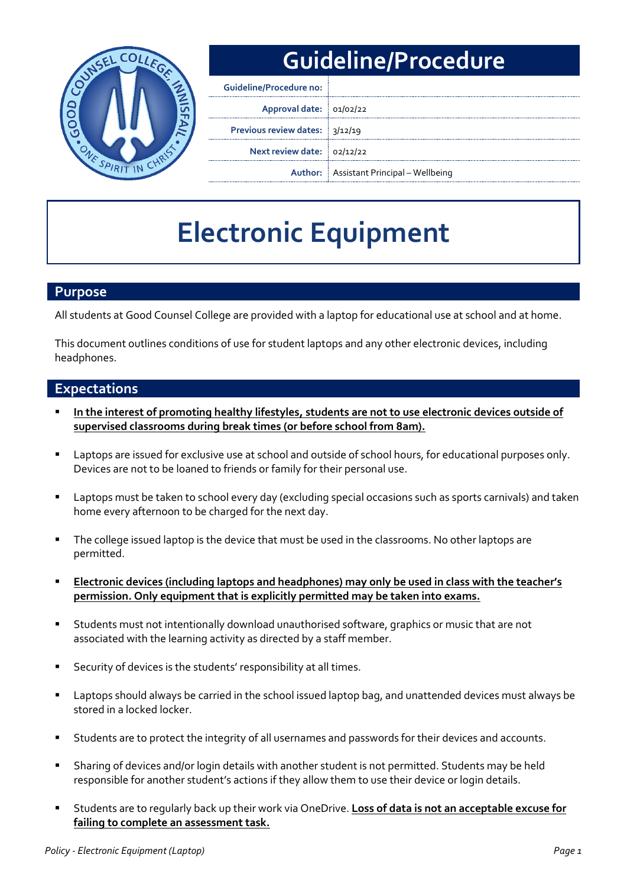# Guideline/Procedure

| | |
|---|---|
| **Guideline/Procedure no:** | |
| **Approval date:** | 01/02/22 |
| **Previous review dates:** | 3/12/19 |
| **Next review date:** | 02/12/22 |
| **Author:** | Assistant Principal – Wellbeing |

# Electronic Equipment

## Purpose

All students at Good Counsel College are provided with a laptop for educational use at school and at home.

This document outlines conditions of use for student laptops and any other electronic devices, including headphones.

## Expectations

- <u>**In the interest of promoting healthy lifestyles, students are not to use electronic devices outside of supervised classrooms during break times (or before school from 8am).**</u>
- Laptops are issued for exclusive use at school and outside of school hours, for educational purposes only. Devices are not to be loaned to friends or family for their personal use.
- Laptops must be taken to school every day (excluding special occasions such as sports carnivals) and taken home every afternoon to be charged for the next day.
- The college issued laptop is the device that must be used in the classrooms. No other laptops are permitted.
- <u>**Electronic devices (including laptops and headphones) may only be used in class with the teacher's permission. Only equipment that is explicitly permitted may be taken into exams.**</u>
- Students must not intentionally download unauthorised software, graphics or music that are not associated with the learning activity as directed by a staff member.
- Security of devices is the students' responsibility at all times.
- Laptops should always be carried in the school issued laptop bag, and unattended devices must always be stored in a locked locker.
- Students are to protect the integrity of all usernames and passwords for their devices and accounts.
- Sharing of devices and/or login details with another student is not permitted. Students may be held responsible for another student's actions if they allow them to use their device or login details.
- Students are to regularly back up their work via OneDrive. <u>**Loss of data is not an acceptable excuse for failing to complete an assessment task.**</u>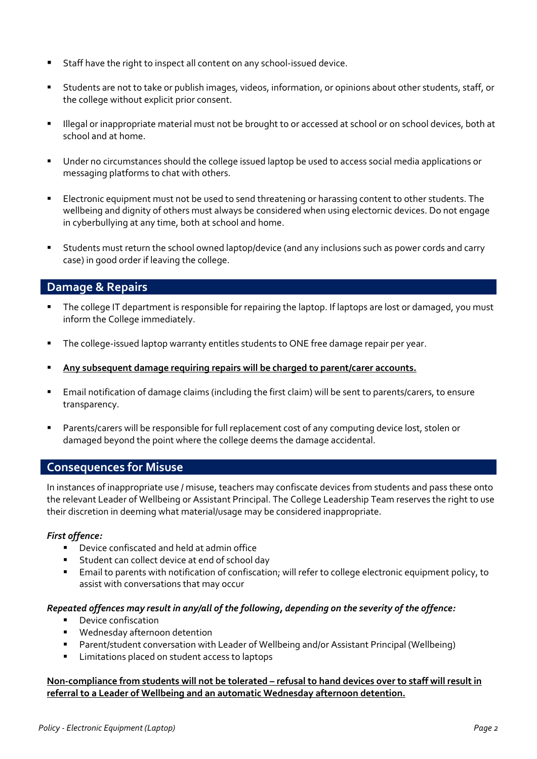- Staff have the right to inspect all content on any school-issued device.
- Students are not to take or publish images, videos, information, or opinions about other students, staff, or the college without explicit prior consent.
- Illegal or inappropriate material must not be brought to or accessed at school or on school devices, both at school and at home.
- Under no circumstances should the college issued laptop be used to access social media applications or messaging platforms to chat with others.
- Electronic equipment must not be used to send threatening or harassing content to other students. The wellbeing and dignity of others must always be considered when using electornic devices. Do not engage in cyberbullying at any time, both at school and home.
- Students must return the school owned laptop/device (and any inclusions such as power cords and carry case) in good order if leaving the college.

## Damage & Repairs

- The college IT department is responsible for repairing the laptop. If laptops are lost or damaged, you must inform the College immediately.
- The college-issued laptop warranty entitles students to ONE free damage repair per year.
- **Any subsequent damage requiring repairs will be charged to parent/carer accounts.**
- Email notification of damage claims (including the first claim) will be sent to parents/carers, to ensure transparency.
- Parents/carers will be responsible for full replacement cost of any computing device lost, stolen or damaged beyond the point where the college deems the damage accidental.

## Consequences for Misuse

In instances of inappropriate use / misuse, teachers may confiscate devices from students and pass these onto the relevant Leader of Wellbeing or Assistant Principal. The College Leadership Team reserves the right to use their discretion in deeming what material/usage may be considered inappropriate.

***First offence:***

- Device confiscated and held at admin office
- Student can collect device at end of school day
- Email to parents with notification of confiscation; will refer to college electronic equipment policy, to assist with conversations that may occur

***Repeated offences may result in any/all of the following, depending on the severity of the offence:***

- Device confiscation
- Wednesday afternoon detention
- Parent/student conversation with Leader of Wellbeing and/or Assistant Principal (Wellbeing)
- Limitations placed on student access to laptops

**Non-compliance from students will not be tolerated – refusal to hand devices over to staff will result in referral to a Leader of Wellbeing and an automatic Wednesday afternoon detention.**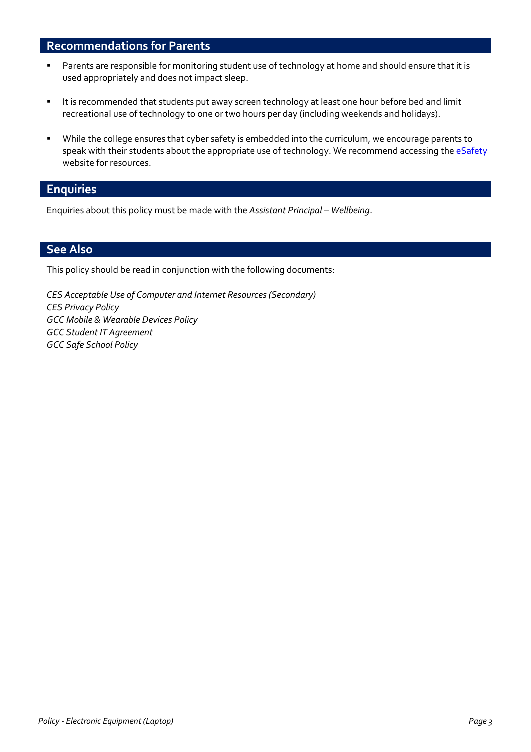## Recommendations for Parents

- Parents are responsible for monitoring student use of technology at home and should ensure that it is used appropriately and does not impact sleep.
- It is recommended that students put away screen technology at least one hour before bed and limit recreational use of technology to one or two hours per day (including weekends and holidays).
- While the college ensures that cyber safety is embedded into the curriculum, we encourage parents to speak with their students about the appropriate use of technology. We recommend accessing the eSafety website for resources.

## Enquiries

Enquiries about this policy must be made with the *Assistant Principal – Wellbeing*.

## See Also

This policy should be read in conjunction with the following documents:

*CES Acceptable Use of Computer and Internet Resources (Secondary)*
*CES Privacy Policy*
*GCC Mobile & Wearable Devices Policy*
*GCC Student IT Agreement*
*GCC Safe School Policy*